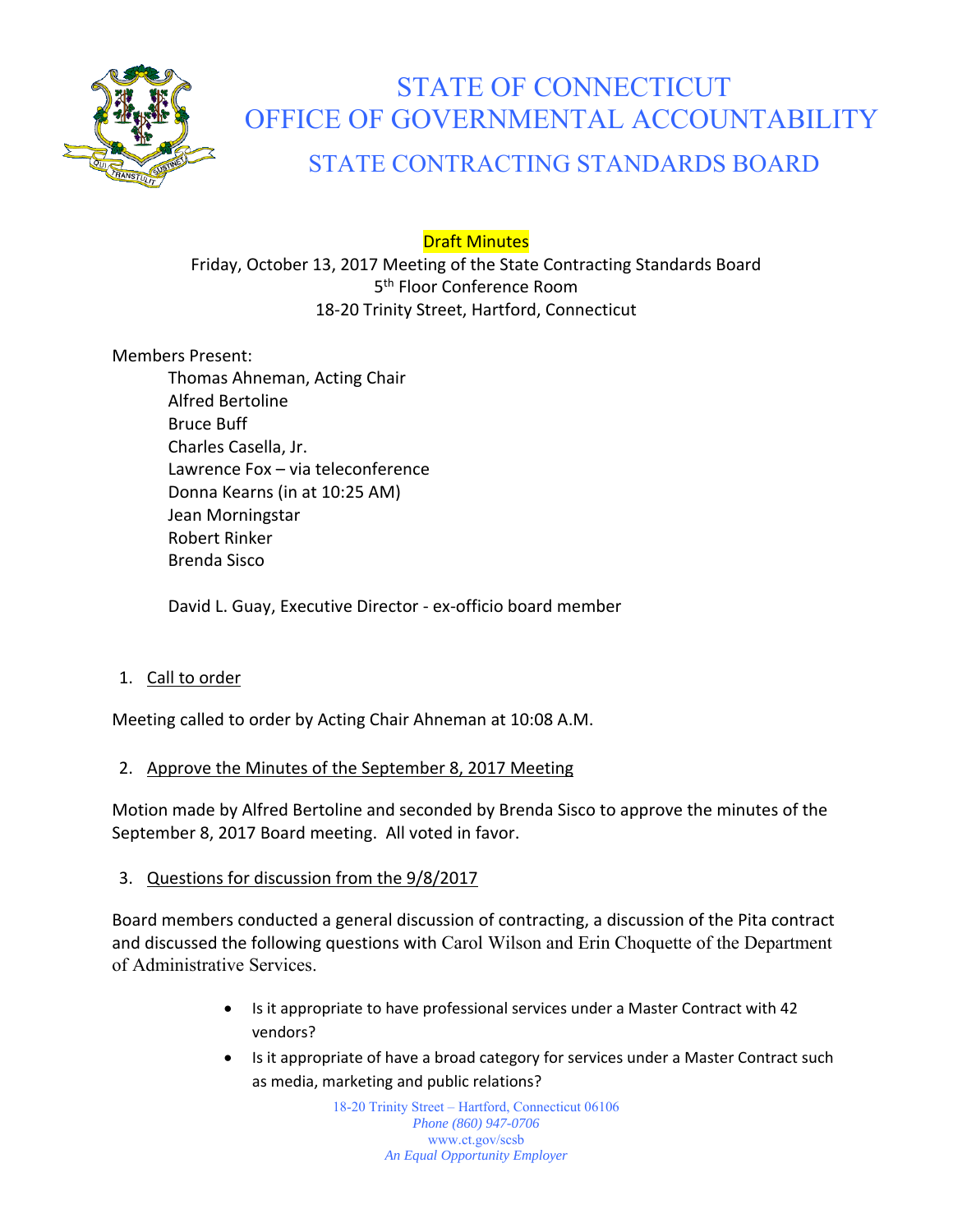# STATE OF CONNECTICUT
# OFFICE OF GOVERNMENTAL ACCOUNTABILITY
## STATE CONTRACTING STANDARDS BOARD

Draft Minutes

Friday, October 13, 2017 Meeting of the State Contracting Standards Board
5th Floor Conference Room
18-20 Trinity Street, Hartford, Connecticut

Members Present:

- Thomas Ahneman, Acting Chair
- Alfred Bertoline
- Bruce Buff
- Charles Casella, Jr.
- Lawrence Fox – via teleconference
- Donna Kearns (in at 10:25 AM)
- Jean Morningstar
- Robert Rinker
- Brenda Sisco

David L. Guay, Executive Director - ex-officio board member

1. Call to order

Meeting called to order by Acting Chair Ahneman at 10:08 A.M.

2. Approve the Minutes of the September 8, 2017 Meeting

Motion made by Alfred Bertoline and seconded by Brenda Sisco to approve the minutes of the September 8, 2017 Board meeting. All voted in favor.

3. Questions for discussion from the 9/8/2017

Board members conducted a general discussion of contracting, a discussion of the Pita contract and discussed the following questions with Carol Wilson and Erin Choquette of the Department of Administrative Services.

- Is it appropriate to have professional services under a Master Contract with 42 vendors?
- Is it appropriate of have a broad category for services under a Master Contract such as media, marketing and public relations?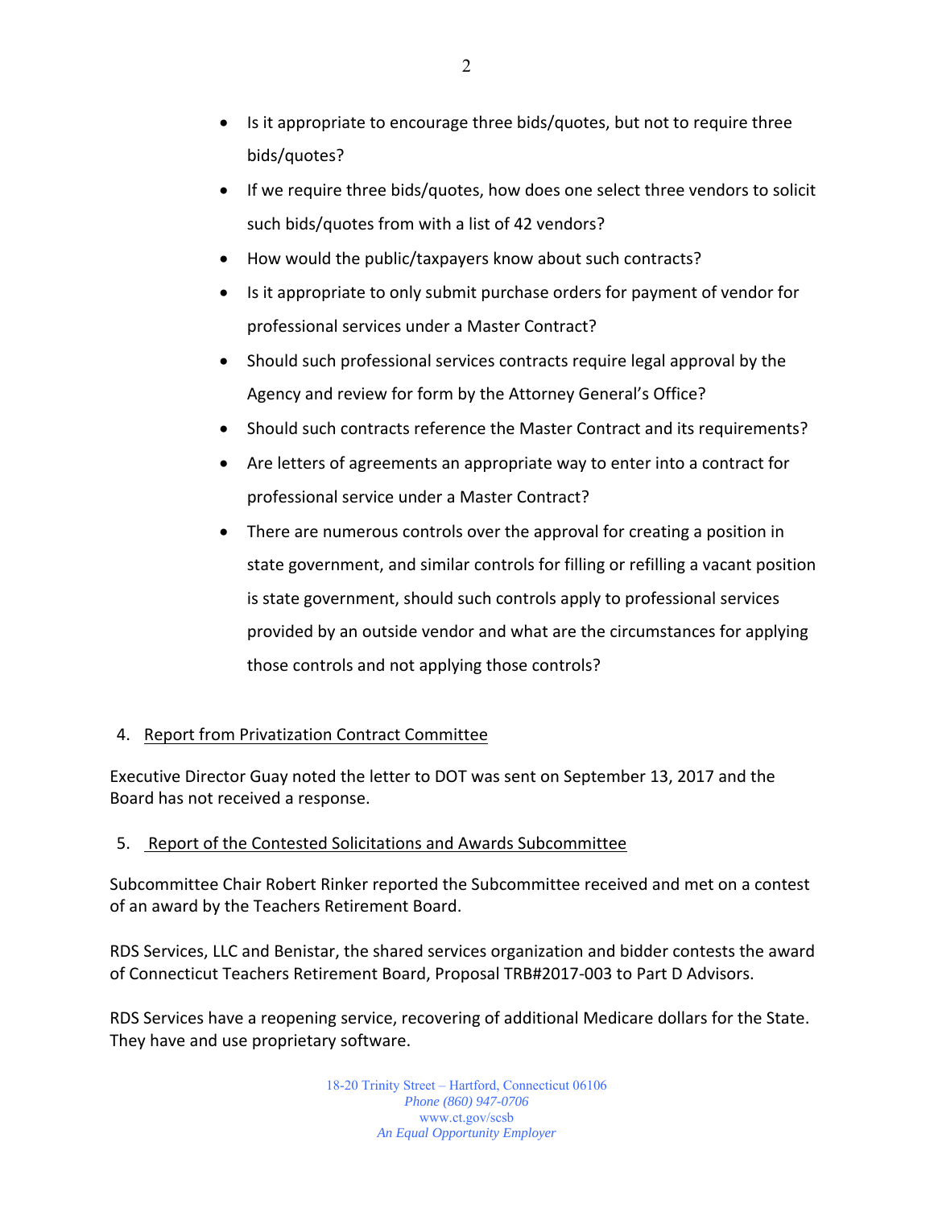- Is it appropriate to encourage three bids/quotes, but not to require three bids/quotes?
- If we require three bids/quotes, how does one select three vendors to solicit such bids/quotes from with a list of 42 vendors?
- How would the public/taxpayers know about such contracts?
- Is it appropriate to only submit purchase orders for payment of vendor for professional services under a Master Contract?
- Should such professional services contracts require legal approval by the Agency and review for form by the Attorney General's Office?
- Should such contracts reference the Master Contract and its requirements?
- Are letters of agreements an appropriate way to enter into a contract for professional service under a Master Contract?
- There are numerous controls over the approval for creating a position in state government, and similar controls for filling or refilling a vacant position is state government, should such controls apply to professional services provided by an outside vendor and what are the circumstances for applying those controls and not applying those controls?

4. Report from Privatization Contract Committee

Executive Director Guay noted the letter to DOT was sent on September 13, 2017 and the Board has not received a response.

5. Report of the Contested Solicitations and Awards Subcommittee

Subcommittee Chair Robert Rinker reported the Subcommittee received and met on a contest of an award by the Teachers Retirement Board.

RDS Services, LLC and Benistar, the shared services organization and bidder contests the award of Connecticut Teachers Retirement Board, Proposal TRB#2017-003 to Part D Advisors.

RDS Services have a reopening service, recovering of additional Medicare dollars for the State. They have and use proprietary software.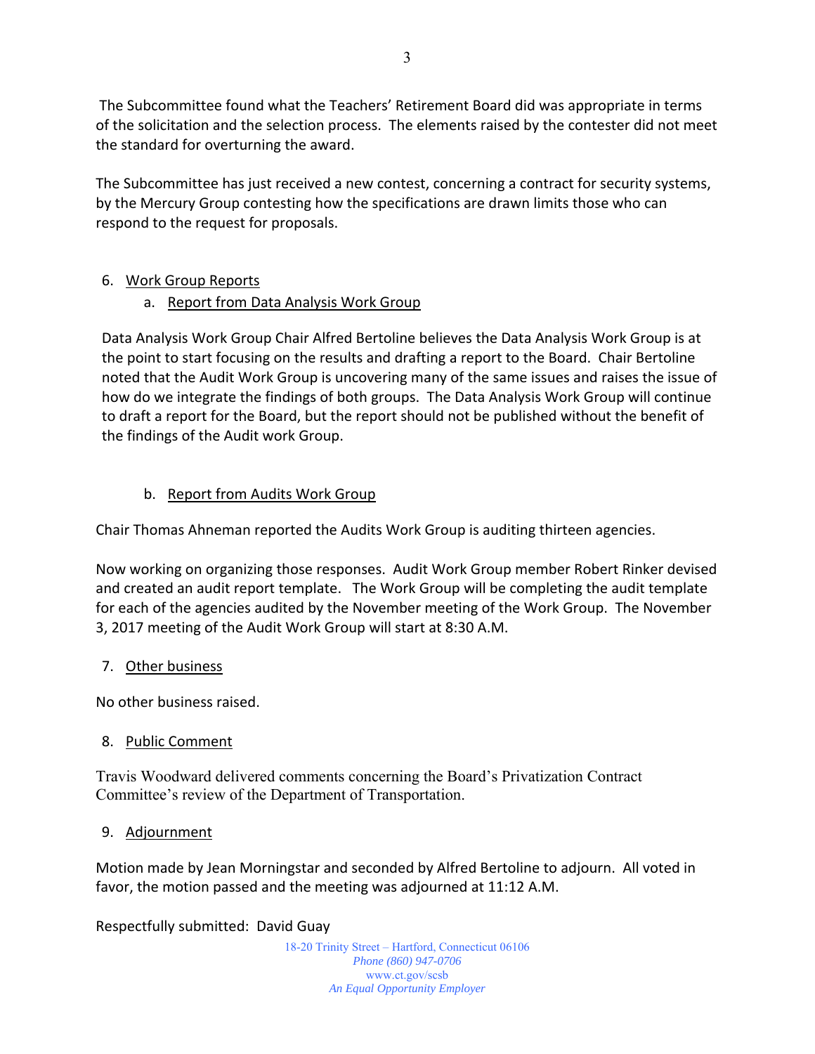The Subcommittee found what the Teachers' Retirement Board did was appropriate in terms of the solicitation and the selection process. The elements raised by the contester did not meet the standard for overturning the award.

The Subcommittee has just received a new contest, concerning a contract for security systems, by the Mercury Group contesting how the specifications are drawn limits those who can respond to the request for proposals.

6. Work Group Reports
   a. Report from Data Analysis Work Group

Data Analysis Work Group Chair Alfred Bertoline believes the Data Analysis Work Group is at the point to start focusing on the results and drafting a report to the Board. Chair Bertoline noted that the Audit Work Group is uncovering many of the same issues and raises the issue of how do we integrate the findings of both groups. The Data Analysis Work Group will continue to draft a report for the Board, but the report should not be published without the benefit of the findings of the Audit work Group.

   b. Report from Audits Work Group

Chair Thomas Ahneman reported the Audits Work Group is auditing thirteen agencies.

Now working on organizing those responses. Audit Work Group member Robert Rinker devised and created an audit report template. The Work Group will be completing the audit template for each of the agencies audited by the November meeting of the Work Group. The November 3, 2017 meeting of the Audit Work Group will start at 8:30 A.M.

7. Other business

No other business raised.

8. Public Comment

Travis Woodward delivered comments concerning the Board's Privatization Contract Committee's review of the Department of Transportation.

9. Adjournment

Motion made by Jean Morningstar and seconded by Alfred Bertoline to adjourn. All voted in favor, the motion passed and the meeting was adjourned at 11:12 A.M.

Respectfully submitted: David Guay

18-20 Trinity Street – Hartford, Connecticut 06106
*Phone (860) 947-0706*
www.ct.gov/scsb
*An Equal Opportunity Employer*